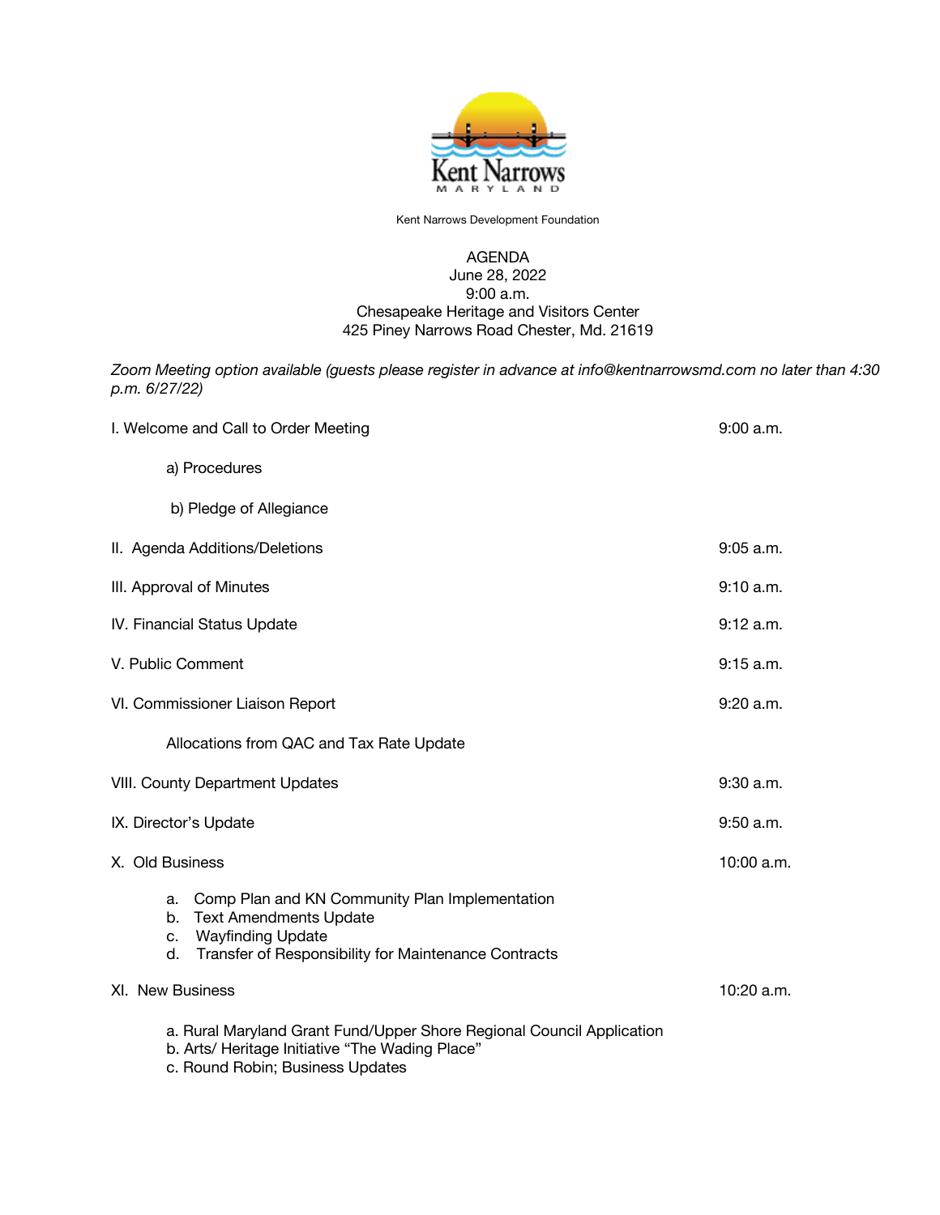Kent Narrows

MARYLAND

Kent Narrows Development Foundation

AGENDA
June 28, 2022
9:00 a.m.
Chesapeake Heritage and Visitors Center
425 Piney Narrows Road Chester, Md. 21619

*Zoom Meeting option available (guests please register in advance at info@kentnarrowsmd.com no later than 4:30 p.m. 6/27/22)*

I. Welcome and Call to Order Meeting — 9:00 a.m.

- a) Procedures
- b) Pledge of Allegiance

II. Agenda Additions/Deletions — 9:05 a.m.

III. Approval of Minutes — 9:10 a.m.

IV. Financial Status Update — 9:12 a.m.

V. Public Comment — 9:15 a.m.

VI. Commissioner Liaison Report — 9:20 a.m.

- Allocations from QAC and Tax Rate Update

VIII. County Department Updates — 9:30 a.m.

IX. Director's Update — 9:50 a.m.

X. Old Business — 10:00 a.m.

- a. Comp Plan and KN Community Plan Implementation
- b. Text Amendments Update
- c. Wayfinding Update
- d. Transfer of Responsibility for Maintenance Contracts

XI. New Business — 10:20 a.m.

- a. Rural Maryland Grant Fund/Upper Shore Regional Council Application
- b. Arts/ Heritage Initiative "The Wading Place"
- c. Round Robin; Business Updates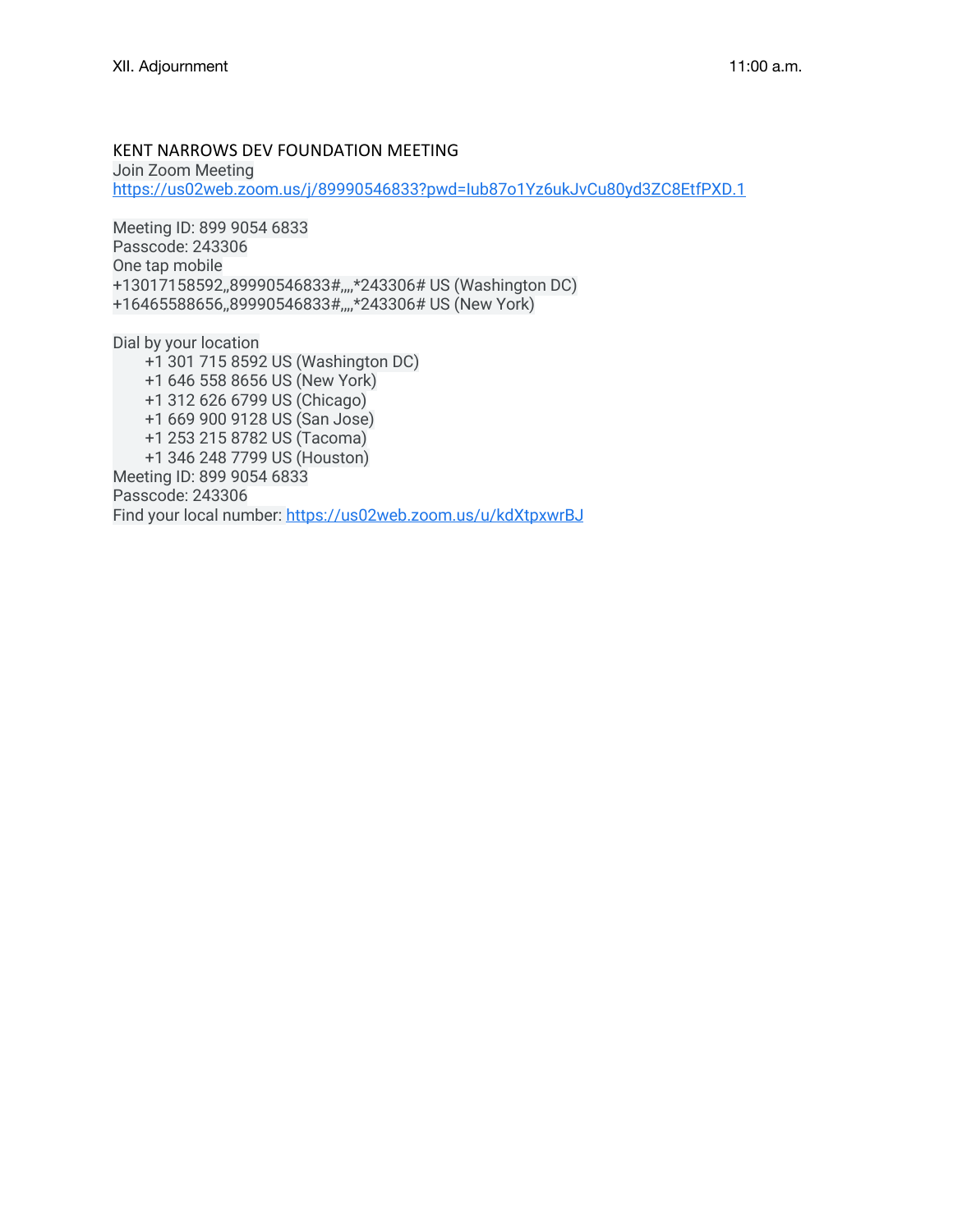XII. Adjournment 11:00 a.m.

KENT NARROWS DEV FOUNDATION MEETING
Join Zoom Meeting
https://us02web.zoom.us/j/89990546833?pwd=Iub87o1Yz6ukJvCu80yd3ZC8EtfPXD.1

Meeting ID: 899 9054 6833
Passcode: 243306
One tap mobile
+13017158592,,89990546833#,,,,*243306# US (Washington DC)
+16465588656,,89990546833#,,,,*243306# US (New York)

Dial by your location
- +1 301 715 8592 US (Washington DC)
- +1 646 558 8656 US (New York)
- +1 312 626 6799 US (Chicago)
- +1 669 900 9128 US (San Jose)
- +1 253 215 8782 US (Tacoma)
- +1 346 248 7799 US (Houston)

Meeting ID: 899 9054 6833
Passcode: 243306
Find your local number: https://us02web.zoom.us/u/kdXtpxwrBJ